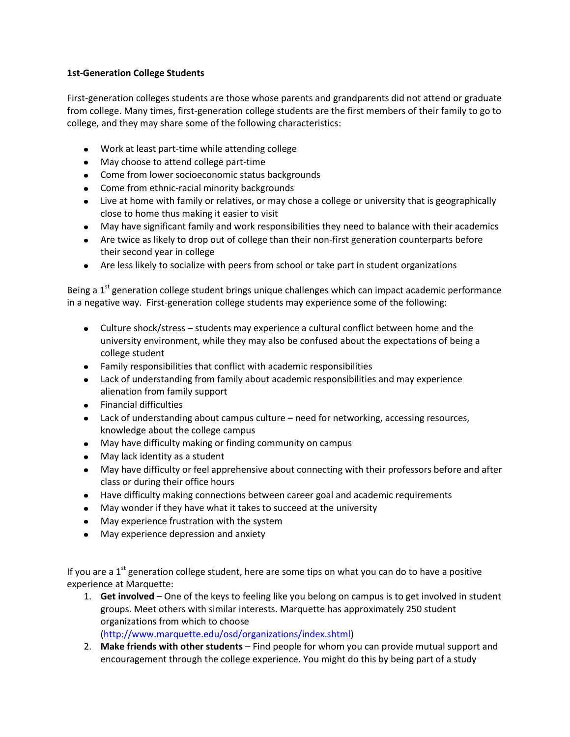**1st-Generation College Students**

First-generation colleges students are those whose parents and grandparents did not attend or graduate from college. Many times, first-generation college students are the first members of their family to go to college, and they may share some of the following characteristics:

- Work at least part-time while attending college
- May choose to attend college part-time
- Come from lower socioeconomic status backgrounds
- Come from ethnic-racial minority backgrounds
- Live at home with family or relatives, or may chose a college or university that is geographically close to home thus making it easier to visit
- May have significant family and work responsibilities they need to balance with their academics
- Are twice as likely to drop out of college than their non-first generation counterparts before their second year in college
- Are less likely to socialize with peers from school or take part in student organizations

Being a 1st generation college student brings unique challenges which can impact academic performance in a negative way. First-generation college students may experience some of the following:

- Culture shock/stress – students may experience a cultural conflict between home and the university environment, while they may also be confused about the expectations of being a college student
- Family responsibilities that conflict with academic responsibilities
- Lack of understanding from family about academic responsibilities and may experience alienation from family support
- Financial difficulties
- Lack of understanding about campus culture – need for networking, accessing resources, knowledge about the college campus
- May have difficulty making or finding community on campus
- May lack identity as a student
- May have difficulty or feel apprehensive about connecting with their professors before and after class or during their office hours
- Have difficulty making connections between career goal and academic requirements
- May wonder if they have what it takes to succeed at the university
- May experience frustration with the system
- May experience depression and anxiety

If you are a 1st generation college student, here are some tips on what you can do to have a positive experience at Marquette:

1. **Get involved** – One of the keys to feeling like you belong on campus is to get involved in student groups. Meet others with similar interests. Marquette has approximately 250 student organizations from which to choose (http://www.marquette.edu/osd/organizations/index.shtml)
2. **Make friends with other students** – Find people for whom you can provide mutual support and encouragement through the college experience. You might do this by being part of a study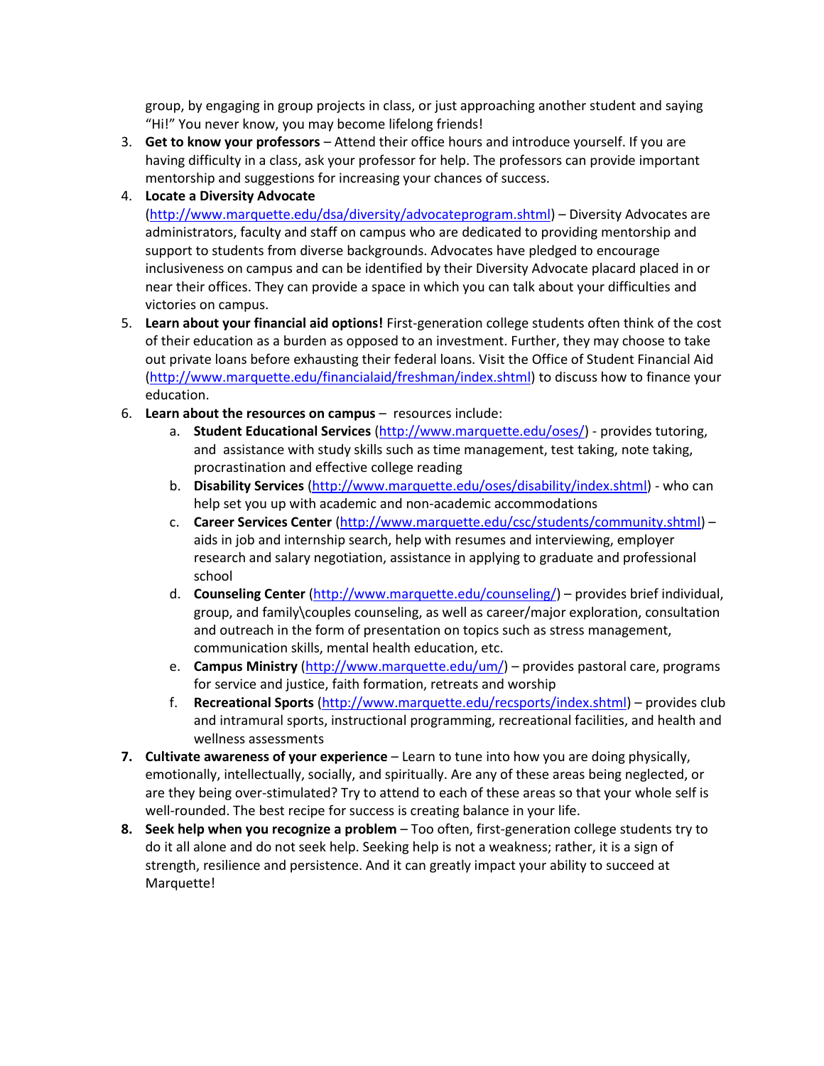group, by engaging in group projects in class, or just approaching another student and saying "Hi!" You never know, you may become lifelong friends!

3. **Get to know your professors** – Attend their office hours and introduce yourself. If you are having difficulty in a class, ask your professor for help. The professors can provide important mentorship and suggestions for increasing your chances of success.
4. **Locate a Diversity Advocate** (http://www.marquette.edu/dsa/diversity/advocateprogram.shtml) – Diversity Advocates are administrators, faculty and staff on campus who are dedicated to providing mentorship and support to students from diverse backgrounds. Advocates have pledged to encourage inclusiveness on campus and can be identified by their Diversity Advocate placard placed in or near their offices. They can provide a space in which you can talk about your difficulties and victories on campus.
5. **Learn about your financial aid options!** First-generation college students often think of the cost of their education as a burden as opposed to an investment. Further, they may choose to take out private loans before exhausting their federal loans. Visit the Office of Student Financial Aid (http://www.marquette.edu/financialaid/freshman/index.shtml) to discuss how to finance your education.
6. **Learn about the resources on campus** – resources include:
   a. **Student Educational Services** (http://www.marquette.edu/oses/) - provides tutoring, and assistance with study skills such as time management, test taking, note taking, procrastination and effective college reading
   b. **Disability Services** (http://www.marquette.edu/oses/disability/index.shtml) - who can help set you up with academic and non-academic accommodations
   c. **Career Services Center** (http://www.marquette.edu/csc/students/community.shtml) – aids in job and internship search, help with resumes and interviewing, employer research and salary negotiation, assistance in applying to graduate and professional school
   d. **Counseling Center** (http://www.marquette.edu/counseling/) – provides brief individual, group, and family\couples counseling, as well as career/major exploration, consultation and outreach in the form of presentation on topics such as stress management, communication skills, mental health education, etc.
   e. **Campus Ministry** (http://www.marquette.edu/um/) – provides pastoral care, programs for service and justice, faith formation, retreats and worship
   f. **Recreational Sports** (http://www.marquette.edu/recsports/index.shtml) – provides club and intramural sports, instructional programming, recreational facilities, and health and wellness assessments
7. **Cultivate awareness of your experience** – Learn to tune into how you are doing physically, emotionally, intellectually, socially, and spiritually. Are any of these areas being neglected, or are they being over-stimulated? Try to attend to each of these areas so that your whole self is well-rounded. The best recipe for success is creating balance in your life.
8. **Seek help when you recognize a problem** – Too often, first-generation college students try to do it all alone and do not seek help. Seeking help is not a weakness; rather, it is a sign of strength, resilience and persistence. And it can greatly impact your ability to succeed at Marquette!